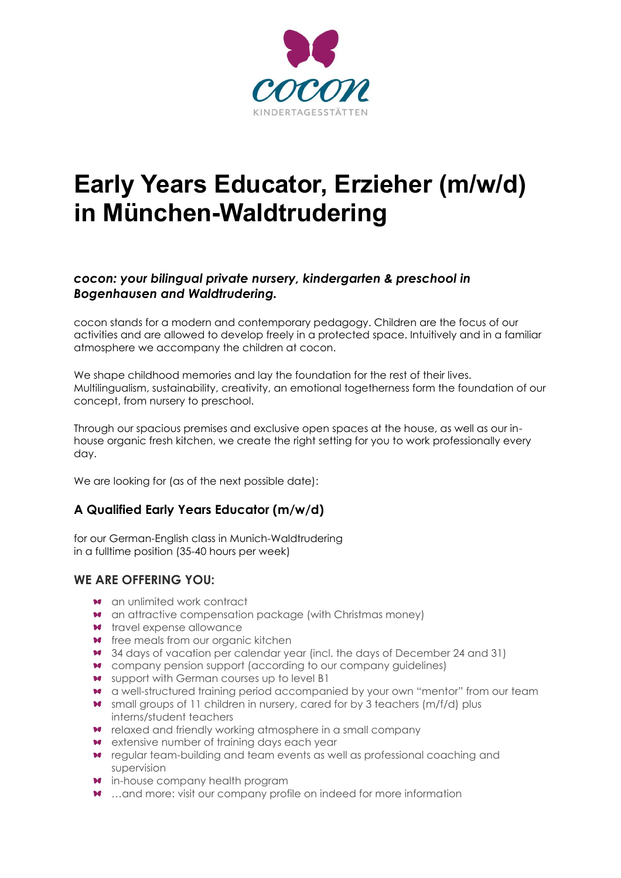cocon

KINDERTAGESSTÄTTEN

# Early Years Educator, Erzieher (m/w/d) in München-Waldtrudering

***cocon: your bilingual private nursery, kindergarten & preschool in Bogenhausen and Waldtrudering.***

cocon stands for a modern and contemporary pedagogy. Children are the focus of our activities and are allowed to develop freely in a protected space. Intuitively and in a familiar atmosphere we accompany the children at cocon.

We shape childhood memories and lay the foundation for the rest of their lives. Multilingualism, sustainability, creativity, an emotional togetherness form the foundation of our concept, from nursery to preschool.

Through our spacious premises and exclusive open spaces at the house, as well as our in-house organic fresh kitchen, we create the right setting for you to work professionally every day.

We are looking for (as of the next possible date):

### A Qualified Early Years Educator (m/w/d)

for our German-English class in Munich-Waldtrudering
in a fulltime position (35-40 hours per week)

## WE ARE OFFERING YOU:

- an unlimited work contract
- an attractive compensation package (with Christmas money)
- travel expense allowance
- free meals from our organic kitchen
- 34 days of vacation per calendar year (incl. the days of December 24 and 31)
- company pension support (according to our company guidelines)
- support with German courses up to level B1
- a well-structured training period accompanied by your own "mentor" from our team
- small groups of 11 children in nursery, cared for by 3 teachers (m/f/d) plus interns/student teachers
- relaxed and friendly working atmosphere in a small company
- extensive number of training days each year
- regular team-building and team events as well as professional coaching and supervision
- in-house company health program
- …and more: visit our company profile on indeed for more information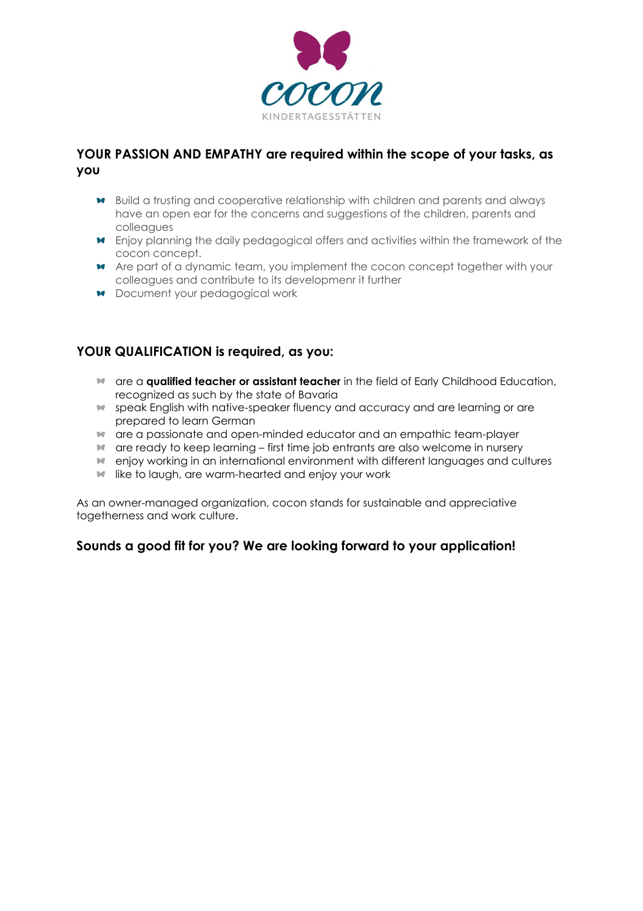cocon

KINDERTAGESSTÄTTEN

## YOUR PASSION AND EMPATHY are required within the scope of your tasks, as you

- Build a trusting and cooperative relationship with children and parents and always have an open ear for the concerns and suggestions of the children, parents and colleagues
- Enjoy planning the daily pedagogical offers and activities within the framework of the cocon concept.
- Are part of a dynamic team, you implement the cocon concept together with your colleagues and contribute to its developmenr it further
- Document your pedagogical work

## YOUR QUALIFICATION is required, as you:

- are a **qualified teacher or assistant teacher** in the field of Early Childhood Education, recognized as such by the state of Bavaria
- speak English with native-speaker fluency and accuracy and are learning or are prepared to learn German
- are a passionate and open-minded educator and an empathic team-player
- are ready to keep learning – first time job entrants are also welcome in nursery
- enjoy working in an international environment with different languages and cultures
- like to laugh, are warm-hearted and enjoy your work

As an owner-managed organization, cocon stands for sustainable and appreciative togetherness and work culture.

## Sounds a good fit for you? We are looking forward to your application!